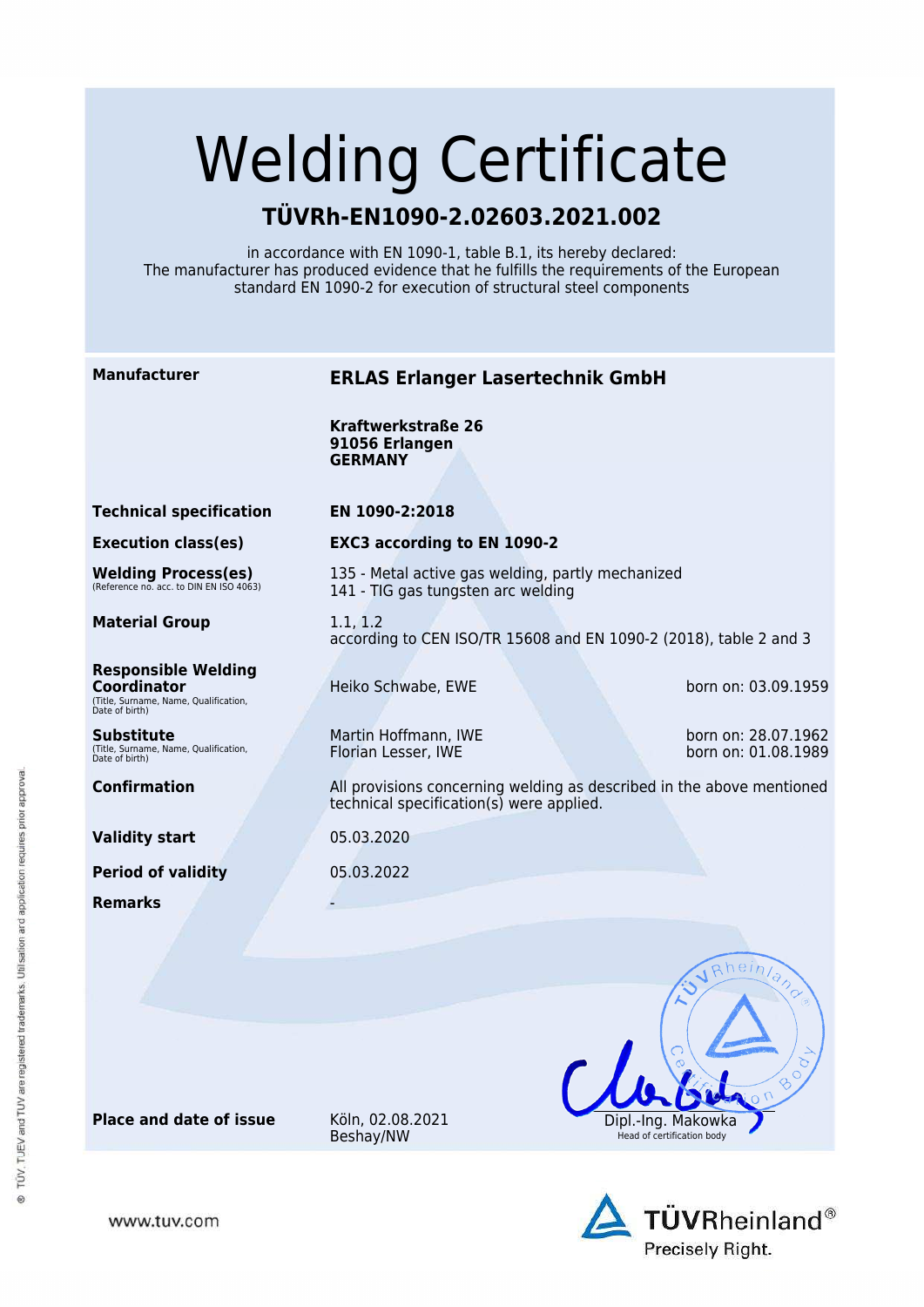# Welding Certificate

## TÜVRh-EN1090-2.02603.2021.002

in accordance with EN 1090-1, table B.1, its hereby declared:
The manufacturer has produced evidence that he fulfills the requirements of the European standard EN 1090-2 for execution of structural steel components

| | | |
|---|---|---|
| **Manufacturer** | **ERLAS Erlanger Lasertechnik GmbH**<br><br>**Kraftwerkstraße 26**<br>**91056 Erlangen**<br>**GERMANY** | |
| **Technical specification** | **EN 1090-2:2018** | |
| **Execution class(es)** | **EXC3 according to EN 1090-2** | |
| **Welding Process(es)**<br>(Reference no. acc. to DIN EN ISO 4063) | 135 - Metal active gas welding, partly mechanized<br>141 - TIG gas tungsten arc welding | |
| **Material Group** | 1.1, 1.2<br>according to CEN ISO/TR 15608 and EN 1090-2 (2018), table 2 and 3 | |
| **Responsible Welding Coordinator**<br>(Title, Surname, Name, Qualification, Date of birth) | Heiko Schwabe, EWE | born on: 03.09.1959 |
| **Substitute**<br>(Title, Surname, Name, Qualification, Date of birth) | Martin Hoffmann, IWE<br>Florian Lesser, IWE | born on: 28.07.1962<br>born on: 01.08.1989 |
| **Confirmation** | All provisions concerning welding as described in the above mentioned technical specification(s) were applied. | |
| **Validity start** | 05.03.2020 | |
| **Period of validity** | 05.03.2022 | |
| **Remarks** | - | |

**Place and date of issue** Köln, 02.08.2021
Beshay/NW

Dipl.-Ing. Makowka
Head of certification body

© TÜV, TUEV and TUV are registered trademarks. Utilisation and application requires prior approval.

www.tuv.com

TÜVRheinland®
Precisely Right.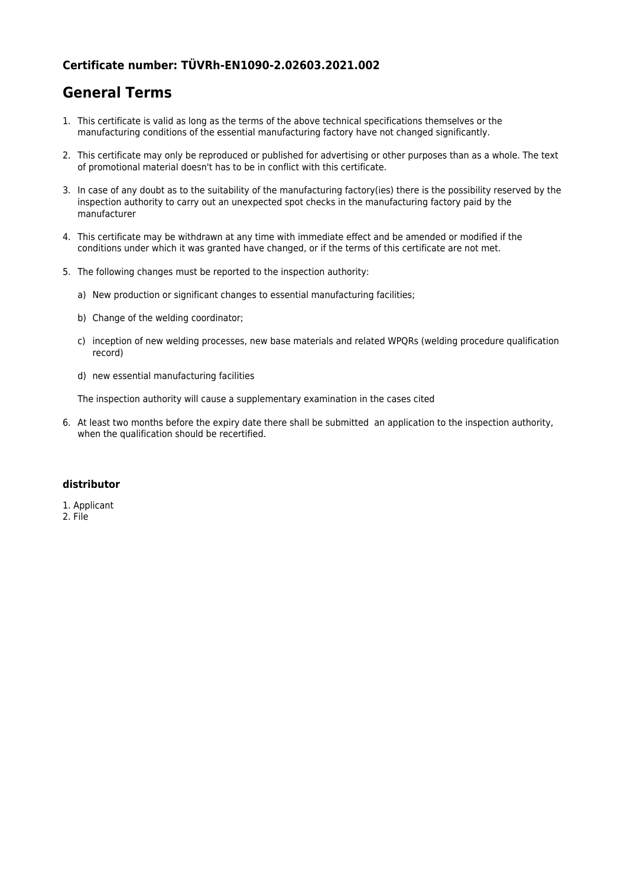### Certificate number: TÜVRh-EN1090-2.02603.2021.002

## General Terms

1. This certificate is valid as long as the terms of the above technical specifications themselves or the manufacturing conditions of the essential manufacturing factory have not changed significantly.

2. This certificate may only be reproduced or published for advertising or other purposes than as a whole. The text of promotional material doesn't has to be in conflict with this certificate.

3. In case of any doubt as to the suitability of the manufacturing factory(ies) there is the possibility reserved by the inspection authority to carry out an unexpected spot checks in the manufacturing factory paid by the manufacturer

4. This certificate may be withdrawn at any time with immediate effect and be amended or modified if the conditions under which it was granted have changed, or if the terms of this certificate are not met.

5. The following changes must be reported to the inspection authority:

   a) New production or significant changes to essential manufacturing facilities;

   b) Change of the welding coordinator;

   c) inception of new welding processes, new base materials and related WPQRs (welding procedure qualification record)

   d) new essential manufacturing facilities

   The inspection authority will cause a supplementary examination in the cases cited

6. At least two months before the expiry date there shall be submitted an application to the inspection authority, when the qualification should be recertified.

#### distributor

1. Applicant
2. File